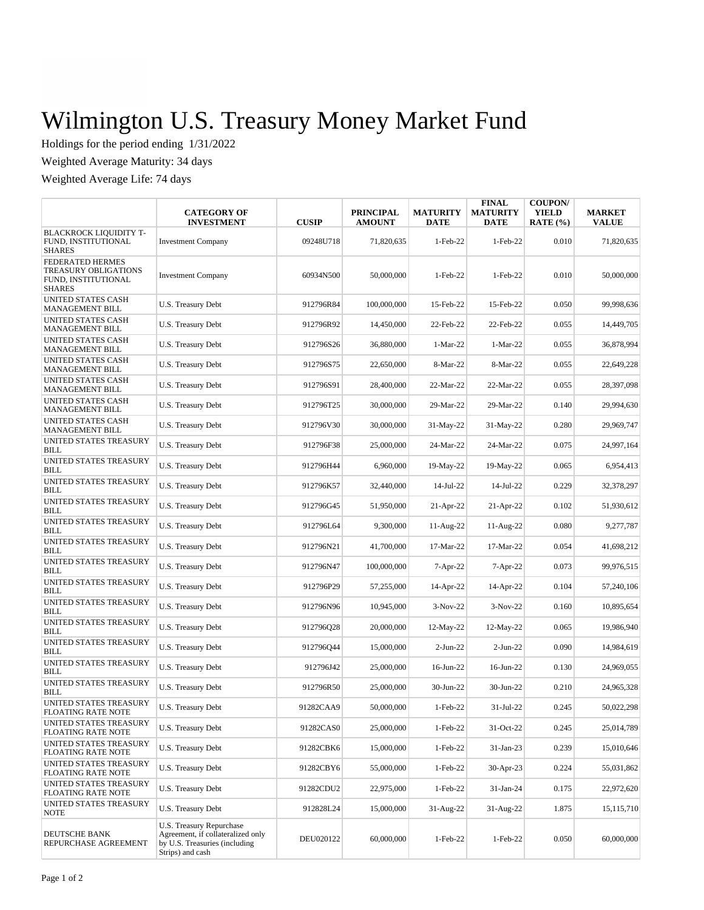# Wilmington U.S. Treasury Money Market Fund

Holdings for the period ending 1/31/2022

Weighted Average Maturity: 34 days

Weighted Average Life: 74 days

| | CATEGORY OF INVESTMENT | CUSIP | PRINCIPAL AMOUNT | MATURITY DATE | FINAL MATURITY DATE | COUPON/ YIELD RATE (%) | MARKET VALUE |
|---|---|---|---|---|---|---|---|
| BLACKROCK LIQUIDITY T-FUND, INSTITUTIONAL SHARES | Investment Company | 09248U718 | 71,820,635 | 1-Feb-22 | 1-Feb-22 | 0.010 | 71,820,635 |
| FEDERATED HERMES TREASURY OBLIGATIONS FUND, INSTITUTIONAL SHARES | Investment Company | 60934N500 | 50,000,000 | 1-Feb-22 | 1-Feb-22 | 0.010 | 50,000,000 |
| UNITED STATES CASH MANAGEMENT BILL | U.S. Treasury Debt | 912796R84 | 100,000,000 | 15-Feb-22 | 15-Feb-22 | 0.050 | 99,998,636 |
| UNITED STATES CASH MANAGEMENT BILL | U.S. Treasury Debt | 912796R92 | 14,450,000 | 22-Feb-22 | 22-Feb-22 | 0.055 | 14,449,705 |
| UNITED STATES CASH MANAGEMENT BILL | U.S. Treasury Debt | 912796S26 | 36,880,000 | 1-Mar-22 | 1-Mar-22 | 0.055 | 36,878,994 |
| UNITED STATES CASH MANAGEMENT BILL | U.S. Treasury Debt | 912796S75 | 22,650,000 | 8-Mar-22 | 8-Mar-22 | 0.055 | 22,649,228 |
| UNITED STATES CASH MANAGEMENT BILL | U.S. Treasury Debt | 912796S91 | 28,400,000 | 22-Mar-22 | 22-Mar-22 | 0.055 | 28,397,098 |
| UNITED STATES CASH MANAGEMENT BILL | U.S. Treasury Debt | 912796T25 | 30,000,000 | 29-Mar-22 | 29-Mar-22 | 0.140 | 29,994,630 |
| UNITED STATES CASH MANAGEMENT BILL | U.S. Treasury Debt | 912796V30 | 30,000,000 | 31-May-22 | 31-May-22 | 0.280 | 29,969,747 |
| UNITED STATES TREASURY BILL | U.S. Treasury Debt | 912796F38 | 25,000,000 | 24-Mar-22 | 24-Mar-22 | 0.075 | 24,997,164 |
| UNITED STATES TREASURY BILL | U.S. Treasury Debt | 912796H44 | 6,960,000 | 19-May-22 | 19-May-22 | 0.065 | 6,954,413 |
| UNITED STATES TREASURY BILL | U.S. Treasury Debt | 912796K57 | 32,440,000 | 14-Jul-22 | 14-Jul-22 | 0.229 | 32,378,297 |
| UNITED STATES TREASURY BILL | U.S. Treasury Debt | 912796G45 | 51,950,000 | 21-Apr-22 | 21-Apr-22 | 0.102 | 51,930,612 |
| UNITED STATES TREASURY BILL | U.S. Treasury Debt | 912796L64 | 9,300,000 | 11-Aug-22 | 11-Aug-22 | 0.080 | 9,277,787 |
| UNITED STATES TREASURY BILL | U.S. Treasury Debt | 912796N21 | 41,700,000 | 17-Mar-22 | 17-Mar-22 | 0.054 | 41,698,212 |
| UNITED STATES TREASURY BILL | U.S. Treasury Debt | 912796N47 | 100,000,000 | 7-Apr-22 | 7-Apr-22 | 0.073 | 99,976,515 |
| UNITED STATES TREASURY BILL | U.S. Treasury Debt | 912796P29 | 57,255,000 | 14-Apr-22 | 14-Apr-22 | 0.104 | 57,240,106 |
| UNITED STATES TREASURY BILL | U.S. Treasury Debt | 912796N96 | 10,945,000 | 3-Nov-22 | 3-Nov-22 | 0.160 | 10,895,654 |
| UNITED STATES TREASURY BILL | U.S. Treasury Debt | 912796Q28 | 20,000,000 | 12-May-22 | 12-May-22 | 0.065 | 19,986,940 |
| UNITED STATES TREASURY BILL | U.S. Treasury Debt | 912796Q44 | 15,000,000 | 2-Jun-22 | 2-Jun-22 | 0.090 | 14,984,619 |
| UNITED STATES TREASURY BILL | U.S. Treasury Debt | 912796J42 | 25,000,000 | 16-Jun-22 | 16-Jun-22 | 0.130 | 24,969,055 |
| UNITED STATES TREASURY BILL | U.S. Treasury Debt | 912796R50 | 25,000,000 | 30-Jun-22 | 30-Jun-22 | 0.210 | 24,965,328 |
| UNITED STATES TREASURY FLOATING RATE NOTE | U.S. Treasury Debt | 91282CAA9 | 50,000,000 | 1-Feb-22 | 31-Jul-22 | 0.245 | 50,022,298 |
| UNITED STATES TREASURY FLOATING RATE NOTE | U.S. Treasury Debt | 91282CAS0 | 25,000,000 | 1-Feb-22 | 31-Oct-22 | 0.245 | 25,014,789 |
| UNITED STATES TREASURY FLOATING RATE NOTE | U.S. Treasury Debt | 91282CBK6 | 15,000,000 | 1-Feb-22 | 31-Jan-23 | 0.239 | 15,010,646 |
| UNITED STATES TREASURY FLOATING RATE NOTE | U.S. Treasury Debt | 91282CBY6 | 55,000,000 | 1-Feb-22 | 30-Apr-23 | 0.224 | 55,031,862 |
| UNITED STATES TREASURY FLOATING RATE NOTE | U.S. Treasury Debt | 91282CDU2 | 22,975,000 | 1-Feb-22 | 31-Jan-24 | 0.175 | 22,972,620 |
| UNITED STATES TREASURY NOTE | U.S. Treasury Debt | 912828L24 | 15,000,000 | 31-Aug-22 | 31-Aug-22 | 1.875 | 15,115,710 |
| DEUTSCHE BANK REPURCHASE AGREEMENT | U.S. Treasury Repurchase Agreement, if collateralized only by U.S. Treasuries (including Strips) and cash | DEU020122 | 60,000,000 | 1-Feb-22 | 1-Feb-22 | 0.050 | 60,000,000 |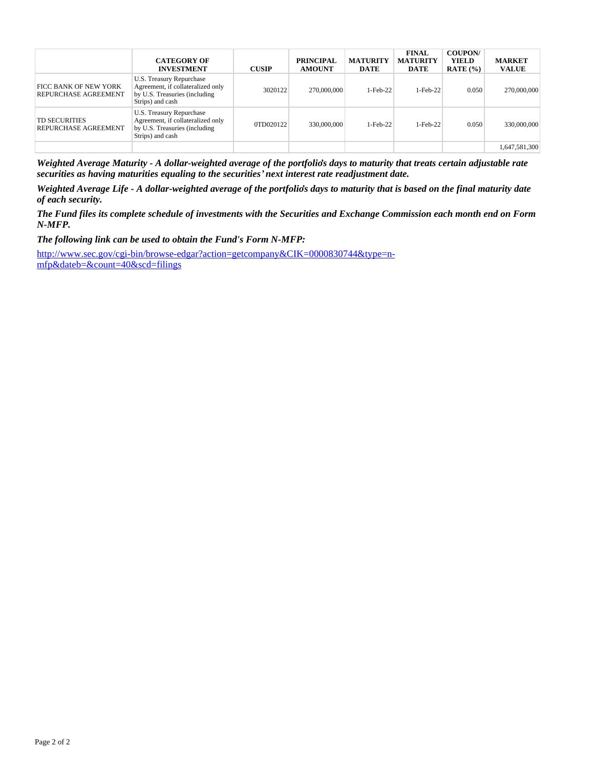| | CATEGORY OF INVESTMENT | CUSIP | PRINCIPAL AMOUNT | MATURITY DATE | FINAL MATURITY DATE | COUPON/ YIELD RATE (%) | MARKET VALUE |
|---|---|---|---|---|---|---|---|
| FICC BANK OF NEW YORK REPURCHASE AGREEMENT | U.S. Treasury Repurchase Agreement, if collateralized only by U.S. Treasuries (including Strips) and cash | 3020122 | 270,000,000 | 1-Feb-22 | 1-Feb-22 | 0.050 | 270,000,000 |
| TD SECURITIES REPURCHASE AGREEMENT | U.S. Treasury Repurchase Agreement, if collateralized only by U.S. Treasuries (including Strips) and cash | 0TD020122 | 330,000,000 | 1-Feb-22 | 1-Feb-22 | 0.050 | 330,000,000 |
| | | | | | | | 1,647,581,300 |

***Weighted Average Maturity - A dollar-weighted average of the portfolio's days to maturity that treats certain adjustable rate securities as having maturities equaling to the securities' next interest rate readjustment date.***

***Weighted Average Life - A dollar-weighted average of the portfolio's days to maturity that is based on the final maturity date of each security.***

***The Fund files its complete schedule of investments with the Securities and Exchange Commission each month end on Form N-MFP.***

***The following link can be used to obtain the Fund's Form N-MFP:***

[http://www.sec.gov/cgi-bin/browse-edgar?action=getcompany&CIK=0000830744&type=n-mfp&dateb=&count=40&scd=filings](http://www.sec.gov/cgi-bin/browse-edgar?action=getcompany&CIK=0000830744&type=n-mfp&dateb=&count=40&scd=filings)